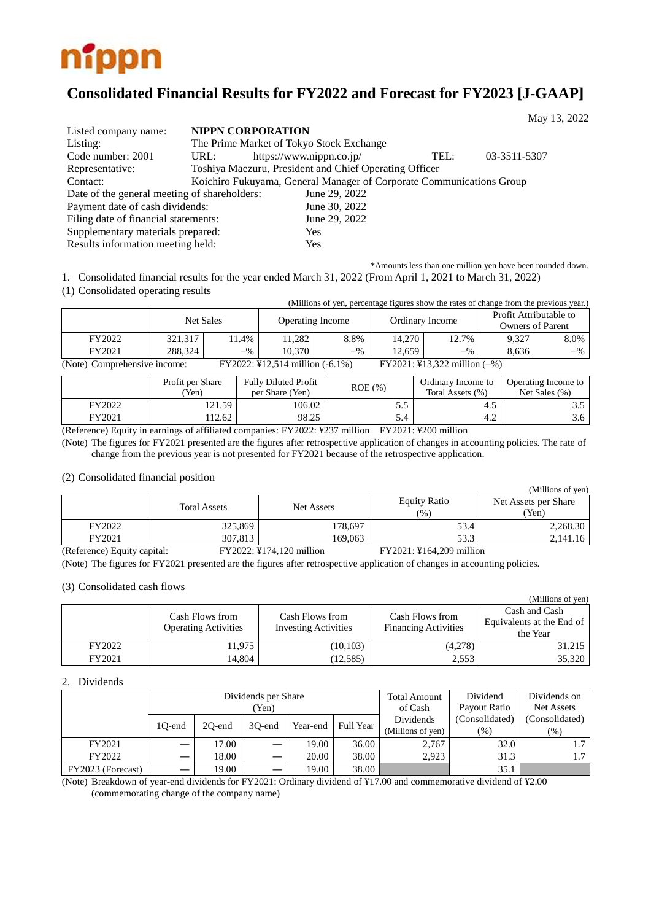nippn

# Consolidated Financial Results for FY2022 and Forecast for FY2023 [J-GAAP]

May 13, 2022

| | | | |
|---|---|---|---|
| Listed company name: | **NIPPN CORPORATION** | | |
| Listing: | The Prime Market of Tokyo Stock Exchange | | |
| Code number: 2001 | URL: https://www.nippn.co.jp/ | TEL: | 03-3511-5307 |
| Representative: | Toshiya Maezuru, President and Chief Operating Officer | | |
| Contact: | Koichiro Fukuyama, General Manager of Corporate Communications Group | | |

Date of the general meeting of shareholders: June 29, 2022
Payment date of cash dividends: June 30, 2022
Filing date of financial statements: June 29, 2022
Supplementary materials prepared: Yes
Results information meeting held: Yes

*Amounts less than one million yen have been rounded down.

1. Consolidated financial results for the year ended March 31, 2022 (From April 1, 2021 to March 31, 2022)

(1) Consolidated operating results

(Millions of yen, percentage figures show the rates of change from the previous year.)

| | Net Sales | | Operating Income | | Ordinary Income | | Profit Attributable to Owners of Parent | |
|---|---|---|---|---|---|---|---|---|
| FY2022 | 321,317 | 11.4% | 11,282 | 8.8% | 14,270 | 12.7% | 9,327 | 8.0% |
| FY2021 | 288,324 | –% | 10,370 | –% | 12,659 | –% | 8,636 | –% |

(Note) Comprehensive income: FY2022: ¥12,514 million (-6.1%) FY2021: ¥13,322 million (–%)

| | Profit per Share (Yen) | Fully Diluted Profit per Share (Yen) | ROE (%) | Ordinary Income to Total Assets (%) | Operating Income to Net Sales (%) |
|---|---|---|---|---|---|
| FY2022 | 121.59 | 106.02 | 5.5 | 4.5 | 3.5 |
| FY2021 | 112.62 | 98.25 | 5.4 | 4.2 | 3.6 |

(Reference) Equity in earnings of affiliated companies: FY2022: ¥237 million FY2021: ¥200 million

(Note) The figures for FY2021 presented are the figures after retrospective application of changes in accounting policies. The rate of change from the previous year is not presented for FY2021 because of the retrospective application.

(2) Consolidated financial position

(Millions of yen)

| | Total Assets | Net Assets | Equity Ratio (%) | Net Assets per Share (Yen) |
|---|---|---|---|---|
| FY2022 | 325,869 | 178,697 | 53.4 | 2,268.30 |
| FY2021 | 307,813 | 169,063 | 53.3 | 2,141.16 |

(Reference) Equity capital: FY2022: ¥174,120 million FY2021: ¥164,209 million

(Note) The figures for FY2021 presented are the figures after retrospective application of changes in accounting policies.

(3) Consolidated cash flows

(Millions of yen)

| | Cash Flows from Operating Activities | Cash Flows from Investing Activities | Cash Flows from Financing Activities | Cash and Cash Equivalents at the End of the Year |
|---|---|---|---|---|
| FY2022 | 11,975 | (10,103) | (4,278) | 31,215 |
| FY2021 | 14,804 | (12,585) | 2,553 | 35,320 |

2. Dividends

| | Dividends per Share (Yen) | | | | | Total Amount of Cash Dividends (Millions of yen) | Dividend Payout Ratio (Consolidated) (%) | Dividends on Net Assets (Consolidated) (%) |
|---|---|---|---|---|---|---|---|---|
| | 1Q-end | 2Q-end | 3Q-end | Year-end | Full Year | | | |
| FY2021 | — | 17.00 | — | 19.00 | 36.00 | 2,767 | 32.0 | 1.7 |
| FY2022 | — | 18.00 | — | 20.00 | 38.00 | 2,923 | 31.3 | 1.7 |
| FY2023 (Forecast) | — | 19.00 | — | 19.00 | 38.00 | | 35.1 | |

(Note) Breakdown of year-end dividends for FY2021: Ordinary dividend of ¥17.00 and commemorative dividend of ¥2.00 (commemorating change of the company name)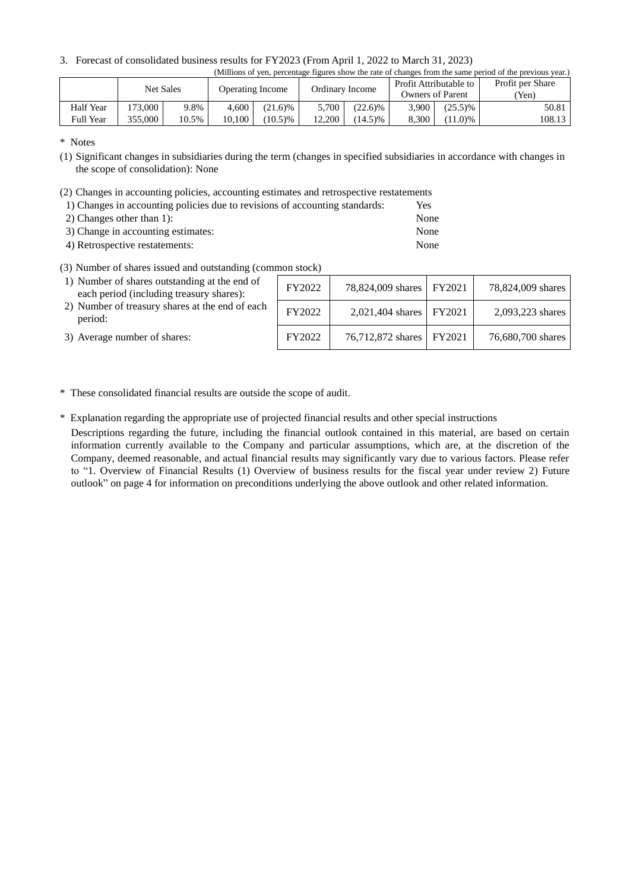3. Forecast of consolidated business results for FY2023 (From April 1, 2022 to March 31, 2023)

(Millions of yen, percentage figures show the rate of changes from the same period of the previous year.)

| | Net Sales | | Operating Income | | Ordinary Income | | Profit Attributable to Owners of Parent | | Profit per Share (Yen) |
|---|---|---|---|---|---|---|---|---|---|
| Half Year | 173,000 | 9.8% | 4,600 | (21.6)% | 5,700 | (22.6)% | 3,900 | (25.5)% | 50.81 |
| Full Year | 355,000 | 10.5% | 10,100 | (10.5)% | 12,200 | (14.5)% | 8,300 | (11.0)% | 108.13 |

\* Notes

(1) Significant changes in subsidiaries during the term (changes in specified subsidiaries in accordance with changes in the scope of consolidation): None

(2) Changes in accounting policies, accounting estimates and retrospective restatements

1) Changes in accounting policies due to revisions of accounting standards: Yes
2) Changes other than 1): None
3) Change in accounting estimates: None
4) Retrospective restatements: None

(3) Number of shares issued and outstanding (common stock)

| | | | | |
|---|---|---|---|---|
| 1) Number of shares outstanding at the end of each period (including treasury shares): | FY2022 | 78,824,009 shares | FY2021 | 78,824,009 shares |
| 2) Number of treasury shares at the end of each period: | FY2022 | 2,021,404 shares | FY2021 | 2,093,223 shares |
| 3) Average number of shares: | FY2022 | 76,712,872 shares | FY2021 | 76,680,700 shares |

\* These consolidated financial results are outside the scope of audit.

\* Explanation regarding the appropriate use of projected financial results and other special instructions

Descriptions regarding the future, including the financial outlook contained in this material, are based on certain information currently available to the Company and particular assumptions, which are, at the discretion of the Company, deemed reasonable, and actual financial results may significantly vary due to various factors. Please refer to "1. Overview of Financial Results (1) Overview of business results for the fiscal year under review 2) Future outlook" on page 4 for information on preconditions underlying the above outlook and other related information.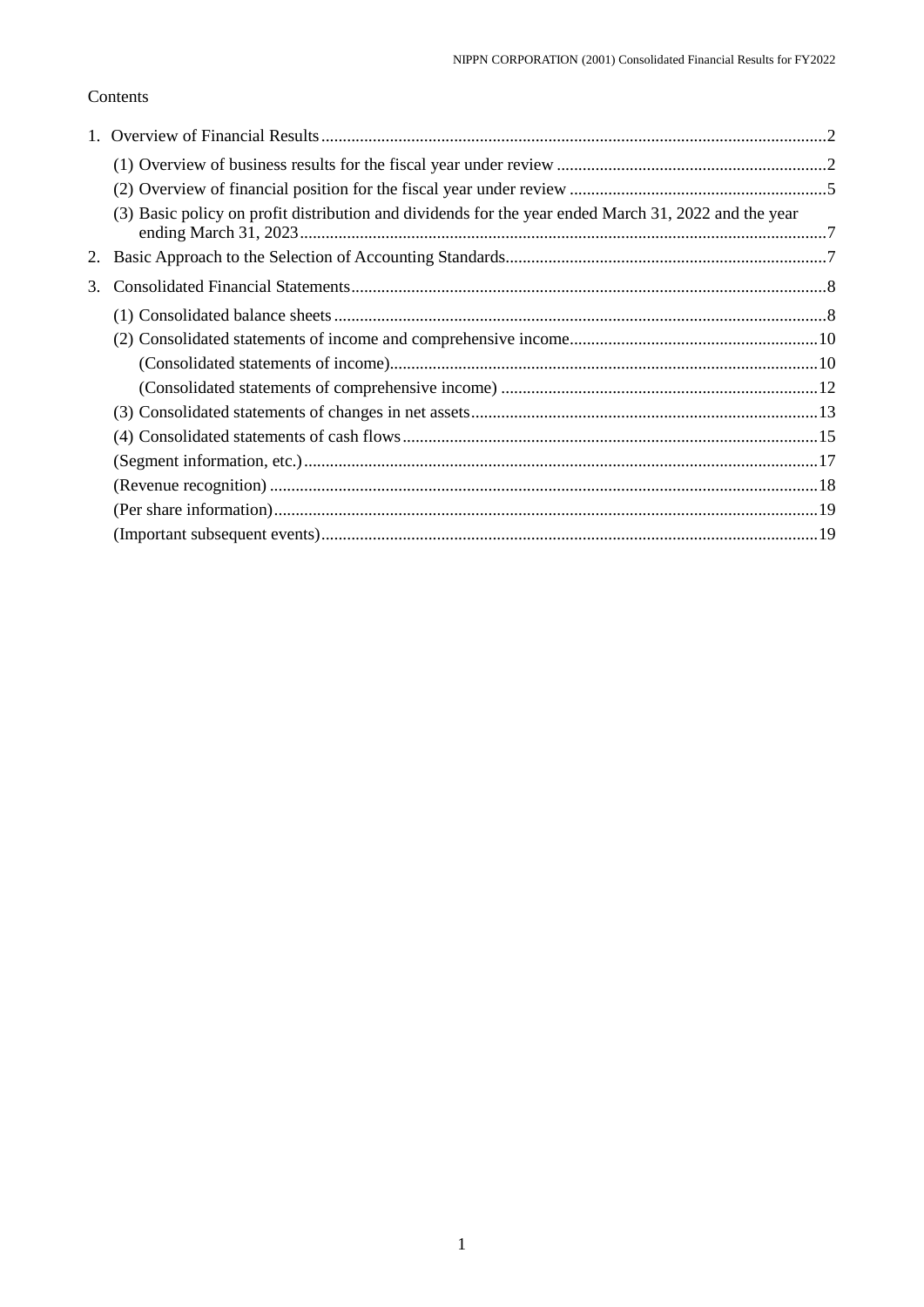Contents

1. Overview of Financial Results ........................................................................................................2
   - (1) Overview of business results for the fiscal year under review ...............................................................2
   - (2) Overview of financial position for the fiscal year under review ............................................................5
   - (3) Basic policy on profit distribution and dividends for the year ended March 31, 2022 and the year ending March 31, 2023..........................................................................................................7
2. Basic Approach to the Selection of Accounting Standards..........................................................................7
3. Consolidated Financial Statements..............................................................................................8
   - (1) Consolidated balance sheets .................................................................................................8
   - (2) Consolidated statements of income and comprehensive income..........................................................10
     - (Consolidated statements of income)...................................................................................10
     - (Consolidated statements of comprehensive income) ..........................................................................12
   - (3) Consolidated statements of changes in net assets................................................................................13
   - (4) Consolidated statements of cash flows................................................................................15
   - (Segment information, etc.).......................................................................................................17
   - (Revenue recognition) ..............................................................................................................18
   - (Per share information).............................................................................................................19
   - (Important subsequent events)...................................................................................................19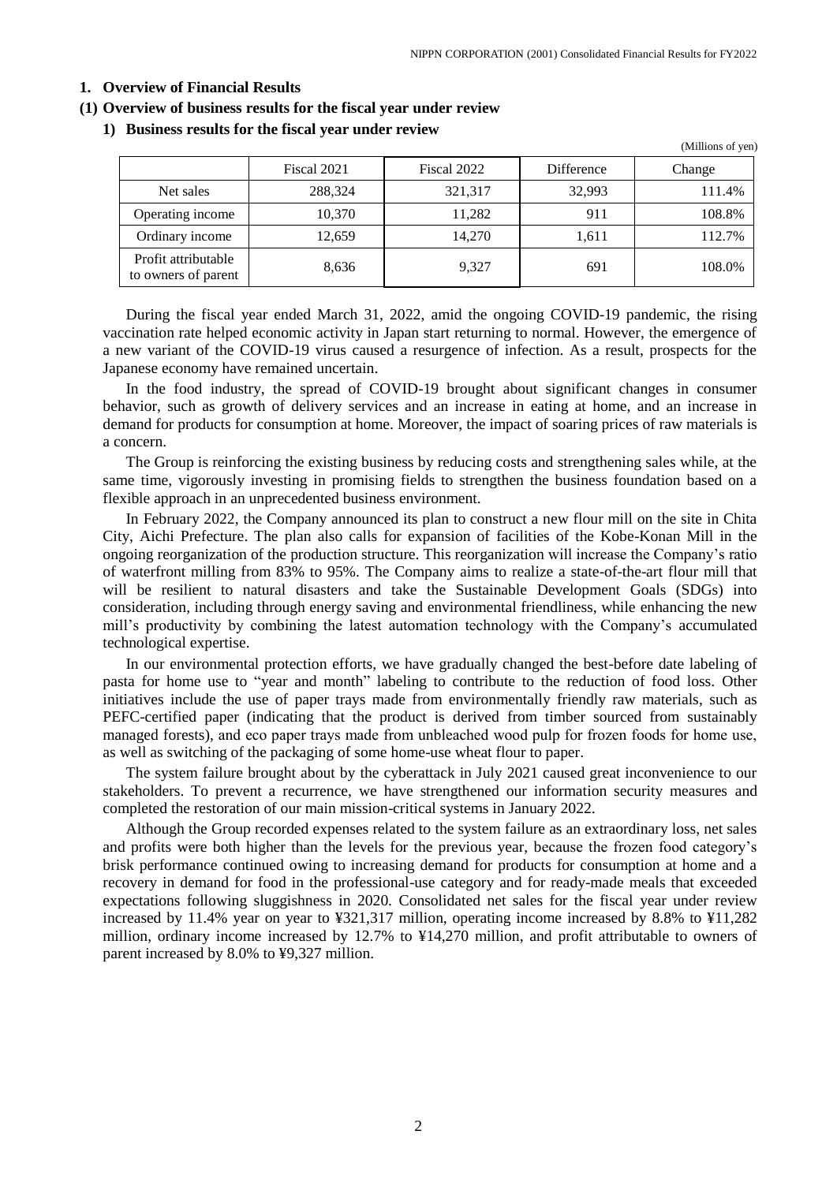## 1. Overview of Financial Results

### (1) Overview of business results for the fiscal year under review

#### 1) Business results for the fiscal year under review

(Millions of yen)

| | Fiscal 2021 | Fiscal 2022 | Difference | Change |
|---|---|---|---|---|
| Net sales | 288,324 | 321,317 | 32,993 | 111.4% |
| Operating income | 10,370 | 11,282 | 911 | 108.8% |
| Ordinary income | 12,659 | 14,270 | 1,611 | 112.7% |
| Profit attributable to owners of parent | 8,636 | 9,327 | 691 | 108.0% |

During the fiscal year ended March 31, 2022, amid the ongoing COVID-19 pandemic, the rising vaccination rate helped economic activity in Japan start returning to normal. However, the emergence of a new variant of the COVID-19 virus caused a resurgence of infection. As a result, prospects for the Japanese economy have remained uncertain.

In the food industry, the spread of COVID-19 brought about significant changes in consumer behavior, such as growth of delivery services and an increase in eating at home, and an increase in demand for products for consumption at home. Moreover, the impact of soaring prices of raw materials is a concern.

The Group is reinforcing the existing business by reducing costs and strengthening sales while, at the same time, vigorously investing in promising fields to strengthen the business foundation based on a flexible approach in an unprecedented business environment.

In February 2022, the Company announced its plan to construct a new flour mill on the site in Chita City, Aichi Prefecture. The plan also calls for expansion of facilities of the Kobe-Konan Mill in the ongoing reorganization of the production structure. This reorganization will increase the Company's ratio of waterfront milling from 83% to 95%. The Company aims to realize a state-of-the-art flour mill that will be resilient to natural disasters and take the Sustainable Development Goals (SDGs) into consideration, including through energy saving and environmental friendliness, while enhancing the new mill's productivity by combining the latest automation technology with the Company's accumulated technological expertise.

In our environmental protection efforts, we have gradually changed the best-before date labeling of pasta for home use to "year and month" labeling to contribute to the reduction of food loss. Other initiatives include the use of paper trays made from environmentally friendly raw materials, such as PEFC-certified paper (indicating that the product is derived from timber sourced from sustainably managed forests), and eco paper trays made from unbleached wood pulp for frozen foods for home use, as well as switching of the packaging of some home-use wheat flour to paper.

The system failure brought about by the cyberattack in July 2021 caused great inconvenience to our stakeholders. To prevent a recurrence, we have strengthened our information security measures and completed the restoration of our main mission-critical systems in January 2022.

Although the Group recorded expenses related to the system failure as an extraordinary loss, net sales and profits were both higher than the levels for the previous year, because the frozen food category's brisk performance continued owing to increasing demand for products for consumption at home and a recovery in demand for food in the professional-use category and for ready-made meals that exceeded expectations following sluggishness in 2020. Consolidated net sales for the fiscal year under review increased by 11.4% year on year to ¥321,317 million, operating income increased by 8.8% to ¥11,282 million, ordinary income increased by 12.7% to ¥14,270 million, and profit attributable to owners of parent increased by 8.0% to ¥9,327 million.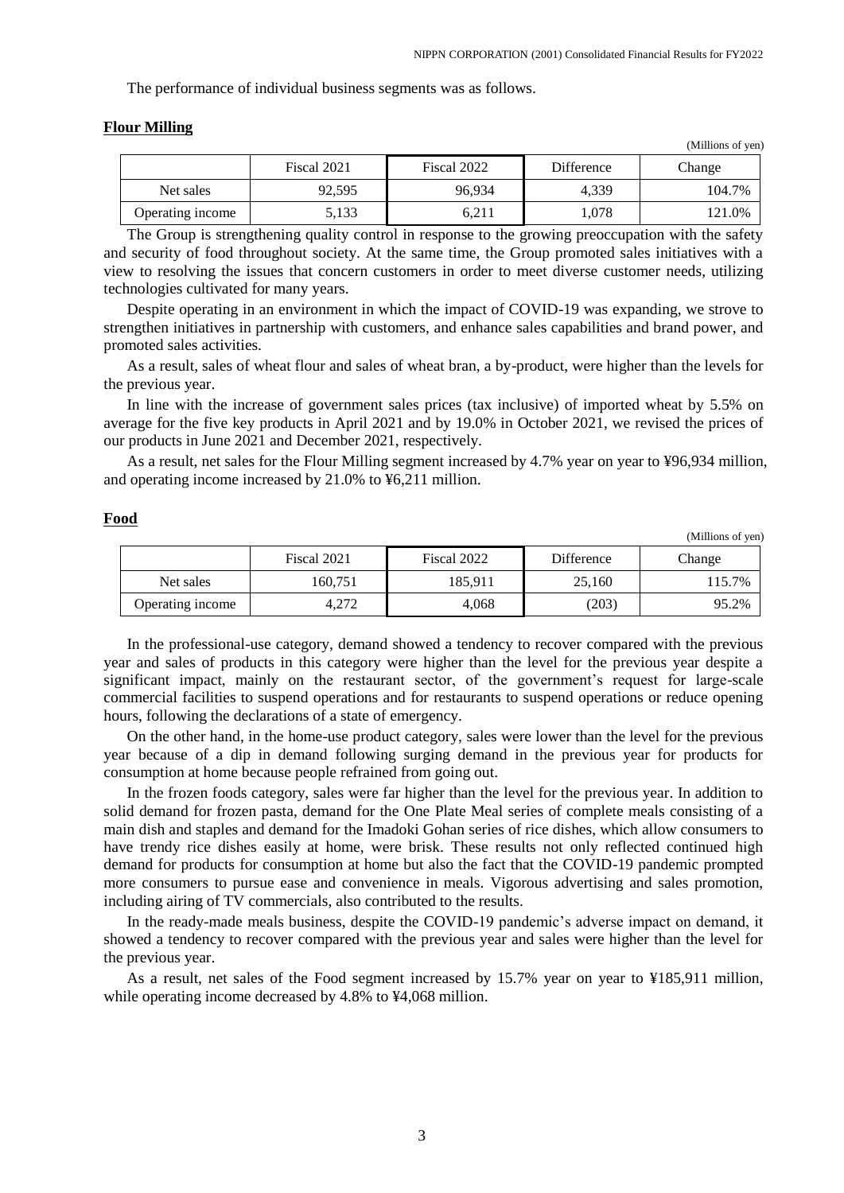The performance of individual business segments was as follows.

**Flour Milling**

(Millions of yen)

| | Fiscal 2021 | Fiscal 2022 | Difference | Change |
|---|---|---|---|---|
| Net sales | 92,595 | 96,934 | 4,339 | 104.7% |
| Operating income | 5,133 | 6,211 | 1,078 | 121.0% |

The Group is strengthening quality control in response to the growing preoccupation with the safety and security of food throughout society. At the same time, the Group promoted sales initiatives with a view to resolving the issues that concern customers in order to meet diverse customer needs, utilizing technologies cultivated for many years.

Despite operating in an environment in which the impact of COVID-19 was expanding, we strove to strengthen initiatives in partnership with customers, and enhance sales capabilities and brand power, and promoted sales activities.

As a result, sales of wheat flour and sales of wheat bran, a by-product, were higher than the levels for the previous year.

In line with the increase of government sales prices (tax inclusive) of imported wheat by 5.5% on average for the five key products in April 2021 and by 19.0% in October 2021, we revised the prices of our products in June 2021 and December 2021, respectively.

As a result, net sales for the Flour Milling segment increased by 4.7% year on year to ¥96,934 million, and operating income increased by 21.0% to ¥6,211 million.

**Food**

(Millions of yen)

| | Fiscal 2021 | Fiscal 2022 | Difference | Change |
|---|---|---|---|---|
| Net sales | 160,751 | 185,911 | 25,160 | 115.7% |
| Operating income | 4,272 | 4,068 | (203) | 95.2% |

In the professional-use category, demand showed a tendency to recover compared with the previous year and sales of products in this category were higher than the level for the previous year despite a significant impact, mainly on the restaurant sector, of the government's request for large-scale commercial facilities to suspend operations and for restaurants to suspend operations or reduce opening hours, following the declarations of a state of emergency.

On the other hand, in the home-use product category, sales were lower than the level for the previous year because of a dip in demand following surging demand in the previous year for products for consumption at home because people refrained from going out.

In the frozen foods category, sales were far higher than the level for the previous year. In addition to solid demand for frozen pasta, demand for the One Plate Meal series of complete meals consisting of a main dish and staples and demand for the Imadoki Gohan series of rice dishes, which allow consumers to have trendy rice dishes easily at home, were brisk. These results not only reflected continued high demand for products for consumption at home but also the fact that the COVID-19 pandemic prompted more consumers to pursue ease and convenience in meals. Vigorous advertising and sales promotion, including airing of TV commercials, also contributed to the results.

In the ready-made meals business, despite the COVID-19 pandemic's adverse impact on demand, it showed a tendency to recover compared with the previous year and sales were higher than the level for the previous year.

As a result, net sales of the Food segment increased by 15.7% year on year to ¥185,911 million, while operating income decreased by 4.8% to ¥4,068 million.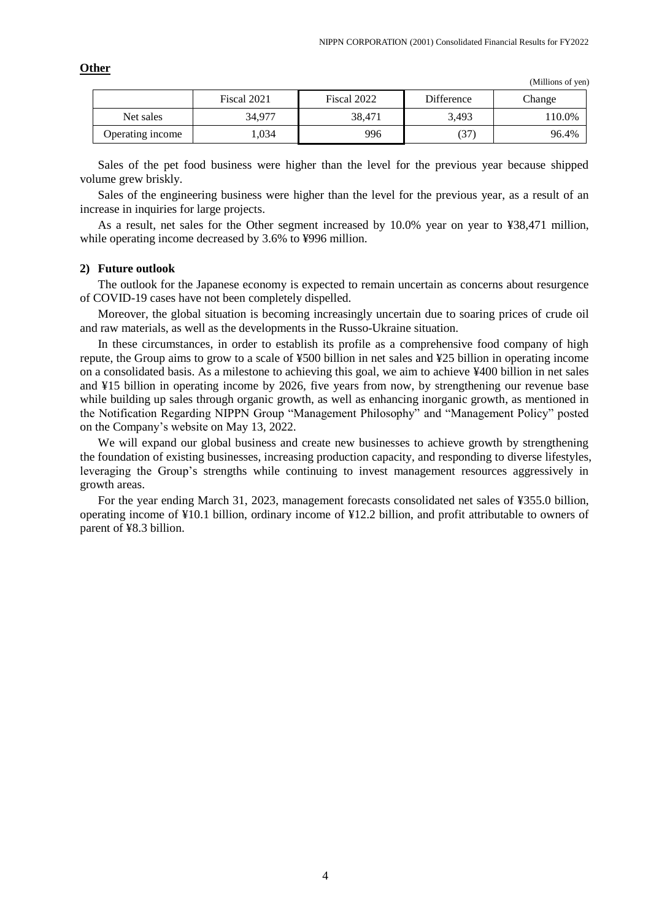**Other**

(Millions of yen)

| | Fiscal 2021 | Fiscal 2022 | Difference | Change |
|---|---|---|---|---|
| Net sales | 34,977 | 38,471 | 3,493 | 110.0% |
| Operating income | 1,034 | 996 | (37) | 96.4% |

Sales of the pet food business were higher than the level for the previous year because shipped volume grew briskly.

Sales of the engineering business were higher than the level for the previous year, as a result of an increase in inquiries for large projects.

As a result, net sales for the Other segment increased by 10.0% year on year to ¥38,471 million, while operating income decreased by 3.6% to ¥996 million.

**2) Future outlook**

The outlook for the Japanese economy is expected to remain uncertain as concerns about resurgence of COVID-19 cases have not been completely dispelled.

Moreover, the global situation is becoming increasingly uncertain due to soaring prices of crude oil and raw materials, as well as the developments in the Russo-Ukraine situation.

In these circumstances, in order to establish its profile as a comprehensive food company of high repute, the Group aims to grow to a scale of ¥500 billion in net sales and ¥25 billion in operating income on a consolidated basis. As a milestone to achieving this goal, we aim to achieve ¥400 billion in net sales and ¥15 billion in operating income by 2026, five years from now, by strengthening our revenue base while building up sales through organic growth, as well as enhancing inorganic growth, as mentioned in the Notification Regarding NIPPN Group "Management Philosophy" and "Management Policy" posted on the Company's website on May 13, 2022.

We will expand our global business and create new businesses to achieve growth by strengthening the foundation of existing businesses, increasing production capacity, and responding to diverse lifestyles, leveraging the Group's strengths while continuing to invest management resources aggressively in growth areas.

For the year ending March 31, 2023, management forecasts consolidated net sales of ¥355.0 billion, operating income of ¥10.1 billion, ordinary income of ¥12.2 billion, and profit attributable to owners of parent of ¥8.3 billion.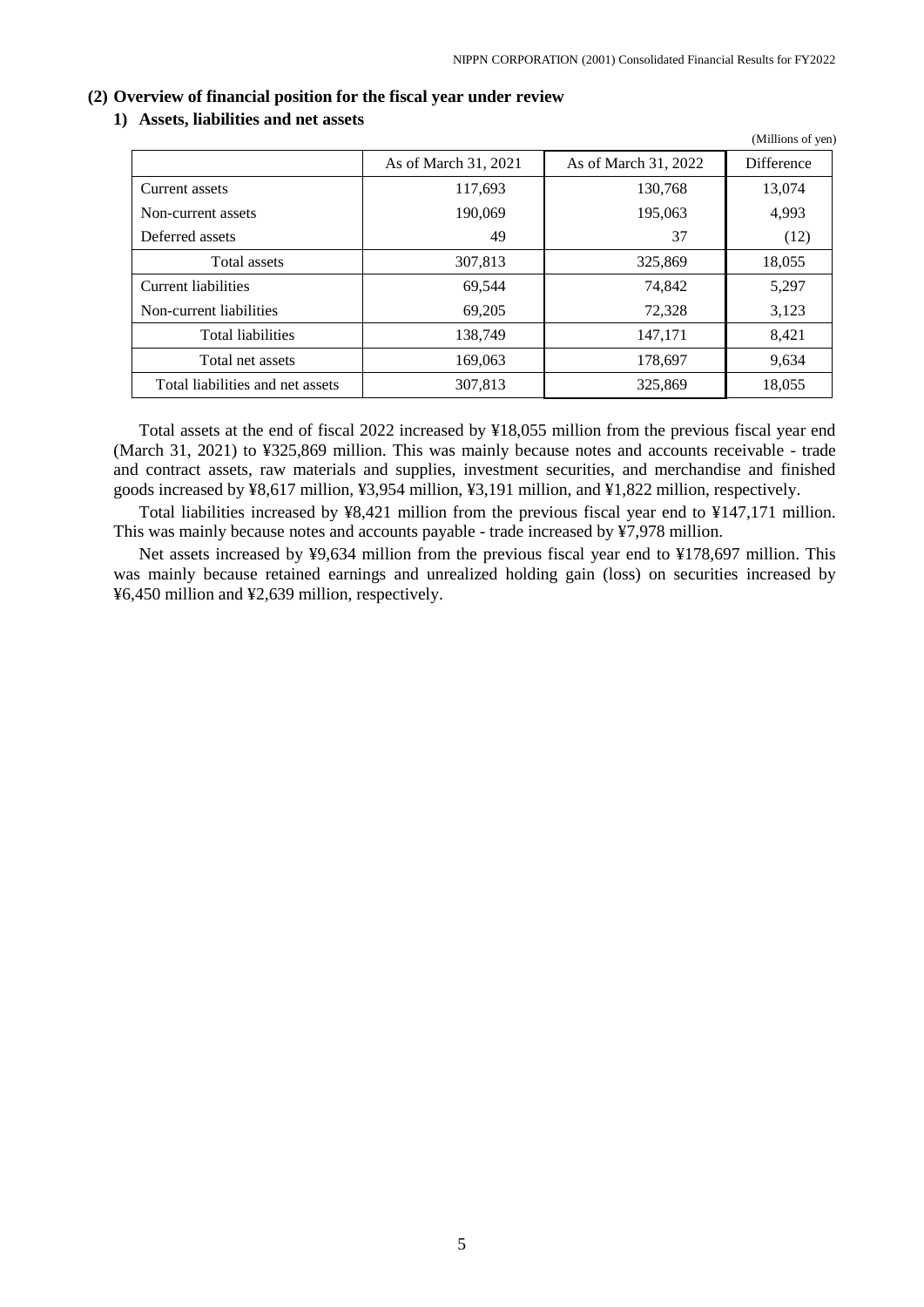## (2) Overview of financial position for the fiscal year under review

### 1) Assets, liabilities and net assets

(Millions of yen)

| | As of March 31, 2021 | As of March 31, 2022 | Difference |
|---|---|---|---|
| Current assets | 117,693 | 130,768 | 13,074 |
| Non-current assets | 190,069 | 195,063 | 4,993 |
| Deferred assets | 49 | 37 | (12) |
| Total assets | 307,813 | 325,869 | 18,055 |
| Current liabilities | 69,544 | 74,842 | 5,297 |
| Non-current liabilities | 69,205 | 72,328 | 3,123 |
| Total liabilities | 138,749 | 147,171 | 8,421 |
| Total net assets | 169,063 | 178,697 | 9,634 |
| Total liabilities and net assets | 307,813 | 325,869 | 18,055 |

Total assets at the end of fiscal 2022 increased by ¥18,055 million from the previous fiscal year end (March 31, 2021) to ¥325,869 million. This was mainly because notes and accounts receivable - trade and contract assets, raw materials and supplies, investment securities, and merchandise and finished goods increased by ¥8,617 million, ¥3,954 million, ¥3,191 million, and ¥1,822 million, respectively.

Total liabilities increased by ¥8,421 million from the previous fiscal year end to ¥147,171 million. This was mainly because notes and accounts payable - trade increased by ¥7,978 million.

Net assets increased by ¥9,634 million from the previous fiscal year end to ¥178,697 million. This was mainly because retained earnings and unrealized holding gain (loss) on securities increased by ¥6,450 million and ¥2,639 million, respectively.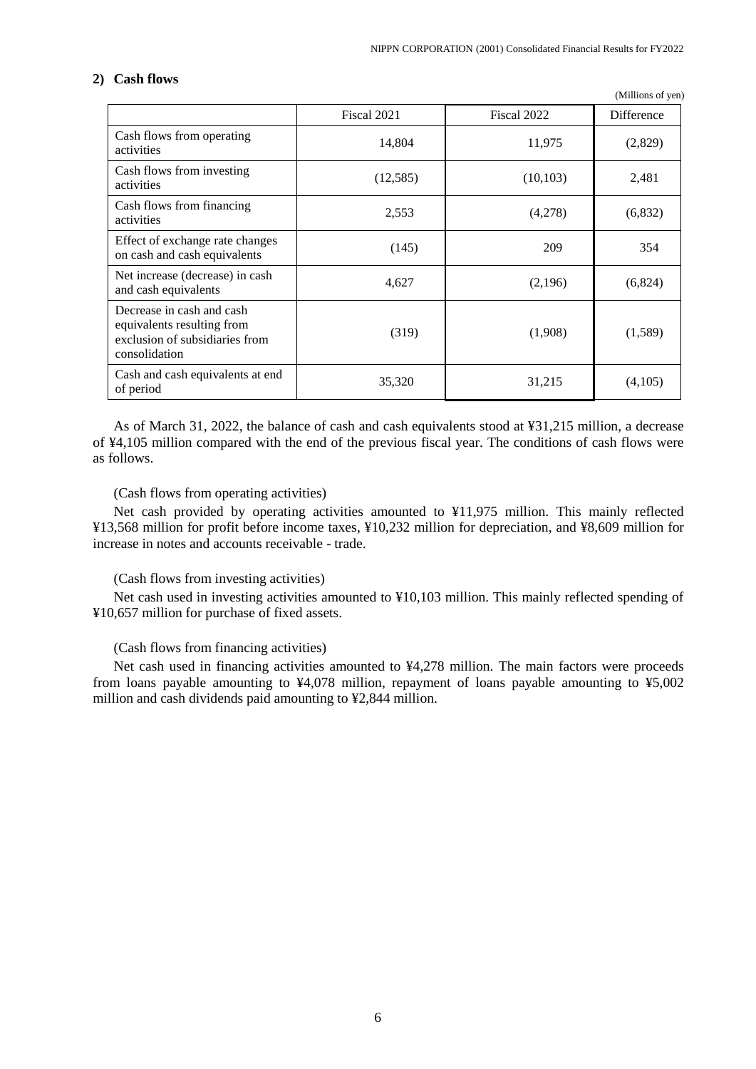## 2) Cash flows

(Millions of yen)

| | Fiscal 2021 | Fiscal 2022 | Difference |
|---|---|---|---|
| Cash flows from operating activities | 14,804 | 11,975 | (2,829) |
| Cash flows from investing activities | (12,585) | (10,103) | 2,481 |
| Cash flows from financing activities | 2,553 | (4,278) | (6,832) |
| Effect of exchange rate changes on cash and cash equivalents | (145) | 209 | 354 |
| Net increase (decrease) in cash and cash equivalents | 4,627 | (2,196) | (6,824) |
| Decrease in cash and cash equivalents resulting from exclusion of subsidiaries from consolidation | (319) | (1,908) | (1,589) |
| Cash and cash equivalents at end of period | 35,320 | 31,215 | (4,105) |

As of March 31, 2022, the balance of cash and cash equivalents stood at ¥31,215 million, a decrease of ¥4,105 million compared with the end of the previous fiscal year. The conditions of cash flows were as follows.

(Cash flows from operating activities)

Net cash provided by operating activities amounted to ¥11,975 million. This mainly reflected ¥13,568 million for profit before income taxes, ¥10,232 million for depreciation, and ¥8,609 million for increase in notes and accounts receivable - trade.

(Cash flows from investing activities)

Net cash used in investing activities amounted to ¥10,103 million. This mainly reflected spending of ¥10,657 million for purchase of fixed assets.

(Cash flows from financing activities)

Net cash used in financing activities amounted to ¥4,278 million. The main factors were proceeds from loans payable amounting to ¥4,078 million, repayment of loans payable amounting to ¥5,002 million and cash dividends paid amounting to ¥2,844 million.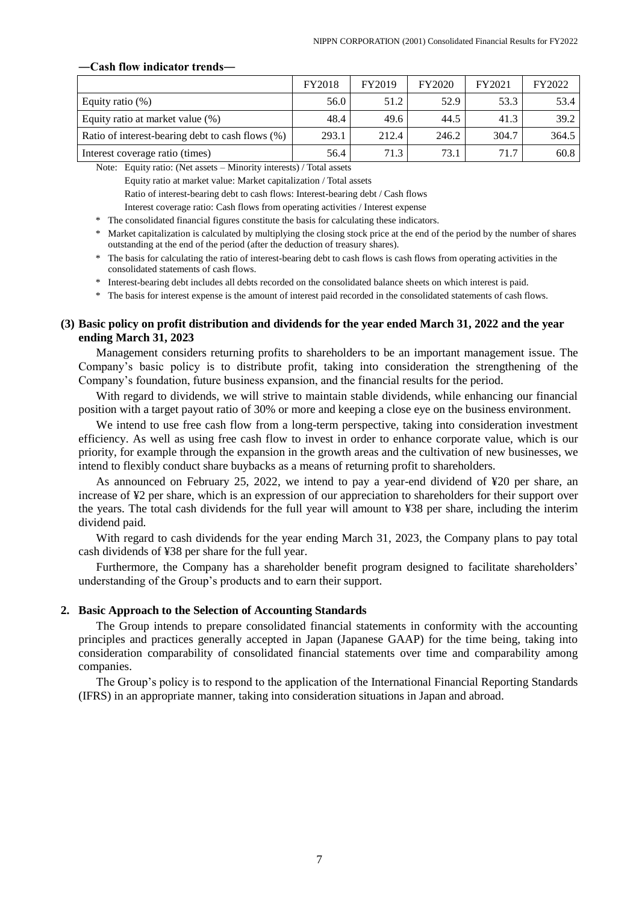**—Cash flow indicator trends—**

| | FY2018 | FY2019 | FY2020 | FY2021 | FY2022 |
|---|---|---|---|---|---|
| Equity ratio (%) | 56.0 | 51.2 | 52.9 | 53.3 | 53.4 |
| Equity ratio at market value (%) | 48.4 | 49.6 | 44.5 | 41.3 | 39.2 |
| Ratio of interest-bearing debt to cash flows (%) | 293.1 | 212.4 | 246.2 | 304.7 | 364.5 |
| Interest coverage ratio (times) | 56.4 | 71.3 | 73.1 | 71.7 | 60.8 |

Note: Equity ratio: (Net assets – Minority interests) / Total assets

Equity ratio at market value: Market capitalization / Total assets

Ratio of interest-bearing debt to cash flows: Interest-bearing debt / Cash flows

Interest coverage ratio: Cash flows from operating activities / Interest expense

\* The consolidated financial figures constitute the basis for calculating these indicators.

\* Market capitalization is calculated by multiplying the closing stock price at the end of the period by the number of shares outstanding at the end of the period (after the deduction of treasury shares).

\* The basis for calculating the ratio of interest-bearing debt to cash flows is cash flows from operating activities in the consolidated statements of cash flows.

\* Interest-bearing debt includes all debts recorded on the consolidated balance sheets on which interest is paid.

\* The basis for interest expense is the amount of interest paid recorded in the consolidated statements of cash flows.

### (3) Basic policy on profit distribution and dividends for the year ended March 31, 2022 and the year ending March 31, 2023

Management considers returning profits to shareholders to be an important management issue. The Company's basic policy is to distribute profit, taking into consideration the strengthening of the Company's foundation, future business expansion, and the financial results for the period.

With regard to dividends, we will strive to maintain stable dividends, while enhancing our financial position with a target payout ratio of 30% or more and keeping a close eye on the business environment.

We intend to use free cash flow from a long-term perspective, taking into consideration investment efficiency. As well as using free cash flow to invest in order to enhance corporate value, which is our priority, for example through the expansion in the growth areas and the cultivation of new businesses, we intend to flexibly conduct share buybacks as a means of returning profit to shareholders.

As announced on February 25, 2022, we intend to pay a year-end dividend of ¥20 per share, an increase of ¥2 per share, which is an expression of our appreciation to shareholders for their support over the years. The total cash dividends for the full year will amount to ¥38 per share, including the interim dividend paid.

With regard to cash dividends for the year ending March 31, 2023, the Company plans to pay total cash dividends of ¥38 per share for the full year.

Furthermore, the Company has a shareholder benefit program designed to facilitate shareholders' understanding of the Group's products and to earn their support.

## 2. Basic Approach to the Selection of Accounting Standards

The Group intends to prepare consolidated financial statements in conformity with the accounting principles and practices generally accepted in Japan (Japanese GAAP) for the time being, taking into consideration comparability of consolidated financial statements over time and comparability among companies.

The Group's policy is to respond to the application of the International Financial Reporting Standards (IFRS) in an appropriate manner, taking into consideration situations in Japan and abroad.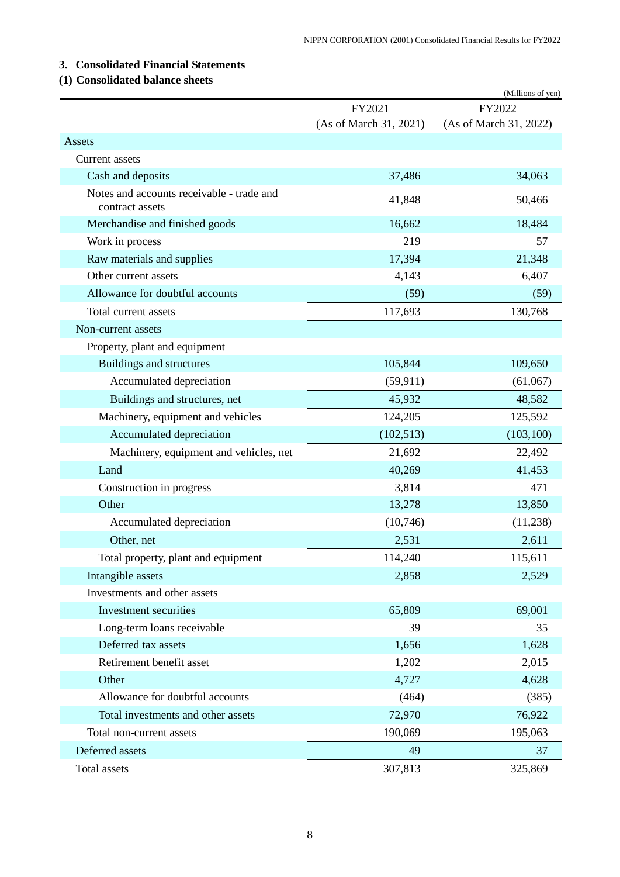## 3. Consolidated Financial Statements

### (1) Consolidated balance sheets

(Millions of yen)

| | FY2021 (As of March 31, 2021) | FY2022 (As of March 31, 2022) |
|---|---|---|
| Assets | | |
| Current assets | | |
| Cash and deposits | 37,486 | 34,063 |
| Notes and accounts receivable - trade and contract assets | 41,848 | 50,466 |
| Merchandise and finished goods | 16,662 | 18,484 |
| Work in process | 219 | 57 |
| Raw materials and supplies | 17,394 | 21,348 |
| Other current assets | 4,143 | 6,407 |
| Allowance for doubtful accounts | (59) | (59) |
| Total current assets | 117,693 | 130,768 |
| Non-current assets | | |
| Property, plant and equipment | | |
| Buildings and structures | 105,844 | 109,650 |
| Accumulated depreciation | (59,911) | (61,067) |
| Buildings and structures, net | 45,932 | 48,582 |
| Machinery, equipment and vehicles | 124,205 | 125,592 |
| Accumulated depreciation | (102,513) | (103,100) |
| Machinery, equipment and vehicles, net | 21,692 | 22,492 |
| Land | 40,269 | 41,453 |
| Construction in progress | 3,814 | 471 |
| Other | 13,278 | 13,850 |
| Accumulated depreciation | (10,746) | (11,238) |
| Other, net | 2,531 | 2,611 |
| Total property, plant and equipment | 114,240 | 115,611 |
| Intangible assets | 2,858 | 2,529 |
| Investments and other assets | | |
| Investment securities | 65,809 | 69,001 |
| Long-term loans receivable | 39 | 35 |
| Deferred tax assets | 1,656 | 1,628 |
| Retirement benefit asset | 1,202 | 2,015 |
| Other | 4,727 | 4,628 |
| Allowance for doubtful accounts | (464) | (385) |
| Total investments and other assets | 72,970 | 76,922 |
| Total non-current assets | 190,069 | 195,063 |
| Deferred assets | 49 | 37 |
| Total assets | 307,813 | 325,869 |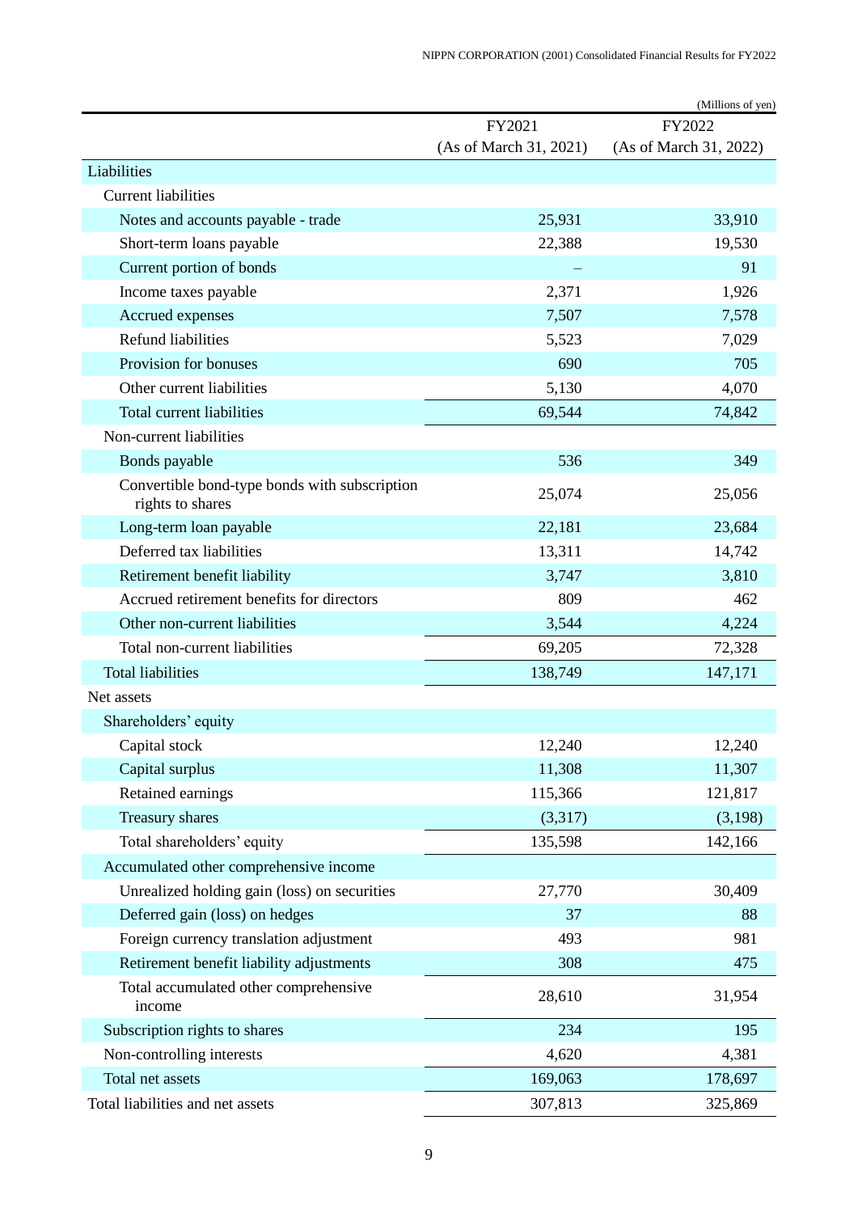(Millions of yen)

| | FY2021 (As of March 31, 2021) | FY2022 (As of March 31, 2022) |
|---|---|---|
| Liabilities | | |
| Current liabilities | | |
| Notes and accounts payable - trade | 25,931 | 33,910 |
| Short-term loans payable | 22,388 | 19,530 |
| Current portion of bonds | – | 91 |
| Income taxes payable | 2,371 | 1,926 |
| Accrued expenses | 7,507 | 7,578 |
| Refund liabilities | 5,523 | 7,029 |
| Provision for bonuses | 690 | 705 |
| Other current liabilities | 5,130 | 4,070 |
| Total current liabilities | 69,544 | 74,842 |
| Non-current liabilities | | |
| Bonds payable | 536 | 349 |
| Convertible bond-type bonds with subscription rights to shares | 25,074 | 25,056 |
| Long-term loan payable | 22,181 | 23,684 |
| Deferred tax liabilities | 13,311 | 14,742 |
| Retirement benefit liability | 3,747 | 3,810 |
| Accrued retirement benefits for directors | 809 | 462 |
| Other non-current liabilities | 3,544 | 4,224 |
| Total non-current liabilities | 69,205 | 72,328 |
| Total liabilities | 138,749 | 147,171 |
| Net assets | | |
| Shareholders' equity | | |
| Capital stock | 12,240 | 12,240 |
| Capital surplus | 11,308 | 11,307 |
| Retained earnings | 115,366 | 121,817 |
| Treasury shares | (3,317) | (3,198) |
| Total shareholders' equity | 135,598 | 142,166 |
| Accumulated other comprehensive income | | |
| Unrealized holding gain (loss) on securities | 27,770 | 30,409 |
| Deferred gain (loss) on hedges | 37 | 88 |
| Foreign currency translation adjustment | 493 | 981 |
| Retirement benefit liability adjustments | 308 | 475 |
| Total accumulated other comprehensive income | 28,610 | 31,954 |
| Subscription rights to shares | 234 | 195 |
| Non-controlling interests | 4,620 | 4,381 |
| Total net assets | 169,063 | 178,697 |
| Total liabilities and net assets | 307,813 | 325,869 |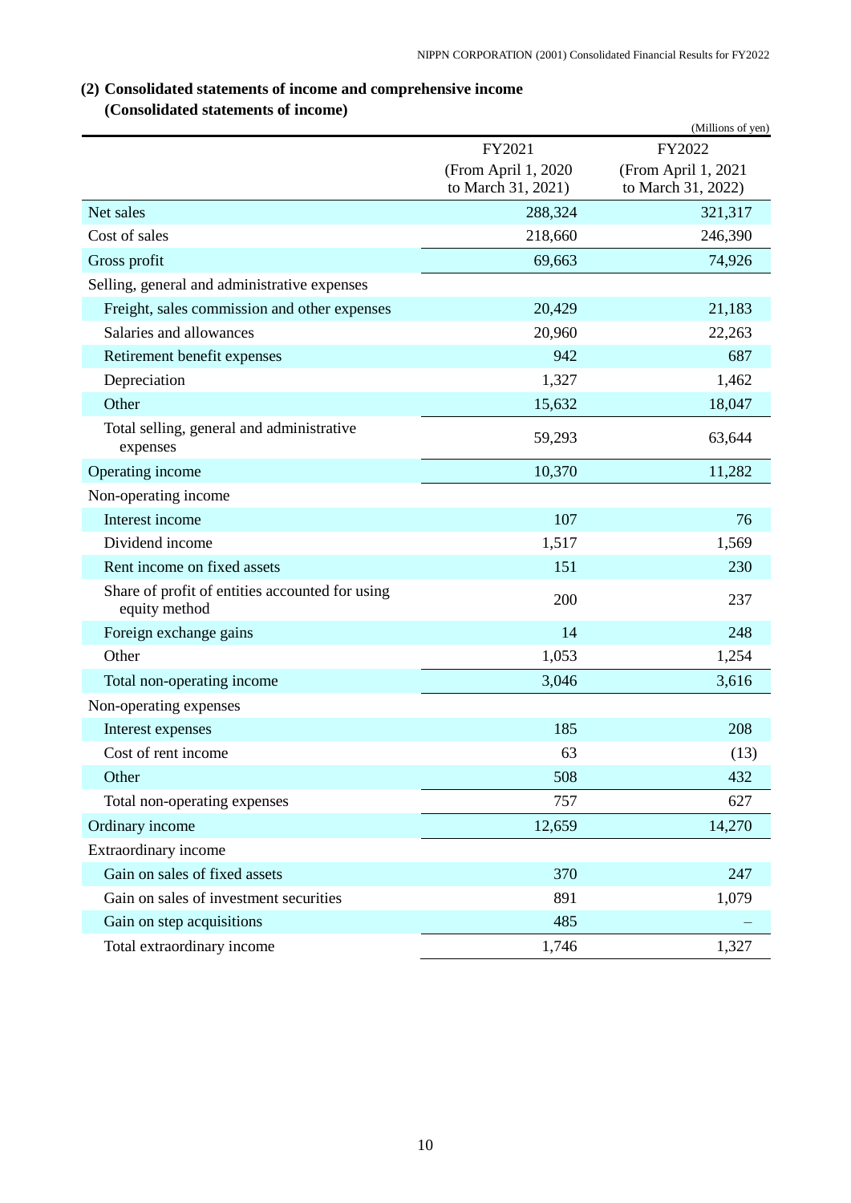## (2) Consolidated statements of income and comprehensive income

### (Consolidated statements of income)

(Millions of yen)

| | FY2021 (From April 1, 2020 to March 31, 2021) | FY2022 (From April 1, 2021 to March 31, 2022) |
|---|---|---|
| Net sales | 288,324 | 321,317 |
| Cost of sales | 218,660 | 246,390 |
| Gross profit | 69,663 | 74,926 |
| Selling, general and administrative expenses | | |
| Freight, sales commission and other expenses | 20,429 | 21,183 |
| Salaries and allowances | 20,960 | 22,263 |
| Retirement benefit expenses | 942 | 687 |
| Depreciation | 1,327 | 1,462 |
| Other | 15,632 | 18,047 |
| Total selling, general and administrative expenses | 59,293 | 63,644 |
| Operating income | 10,370 | 11,282 |
| Non-operating income | | |
| Interest income | 107 | 76 |
| Dividend income | 1,517 | 1,569 |
| Rent income on fixed assets | 151 | 230 |
| Share of profit of entities accounted for using equity method | 200 | 237 |
| Foreign exchange gains | 14 | 248 |
| Other | 1,053 | 1,254 |
| Total non-operating income | 3,046 | 3,616 |
| Non-operating expenses | | |
| Interest expenses | 185 | 208 |
| Cost of rent income | 63 | (13) |
| Other | 508 | 432 |
| Total non-operating expenses | 757 | 627 |
| Ordinary income | 12,659 | 14,270 |
| Extraordinary income | | |
| Gain on sales of fixed assets | 370 | 247 |
| Gain on sales of investment securities | 891 | 1,079 |
| Gain on step acquisitions | 485 | – |
| Total extraordinary income | 1,746 | 1,327 |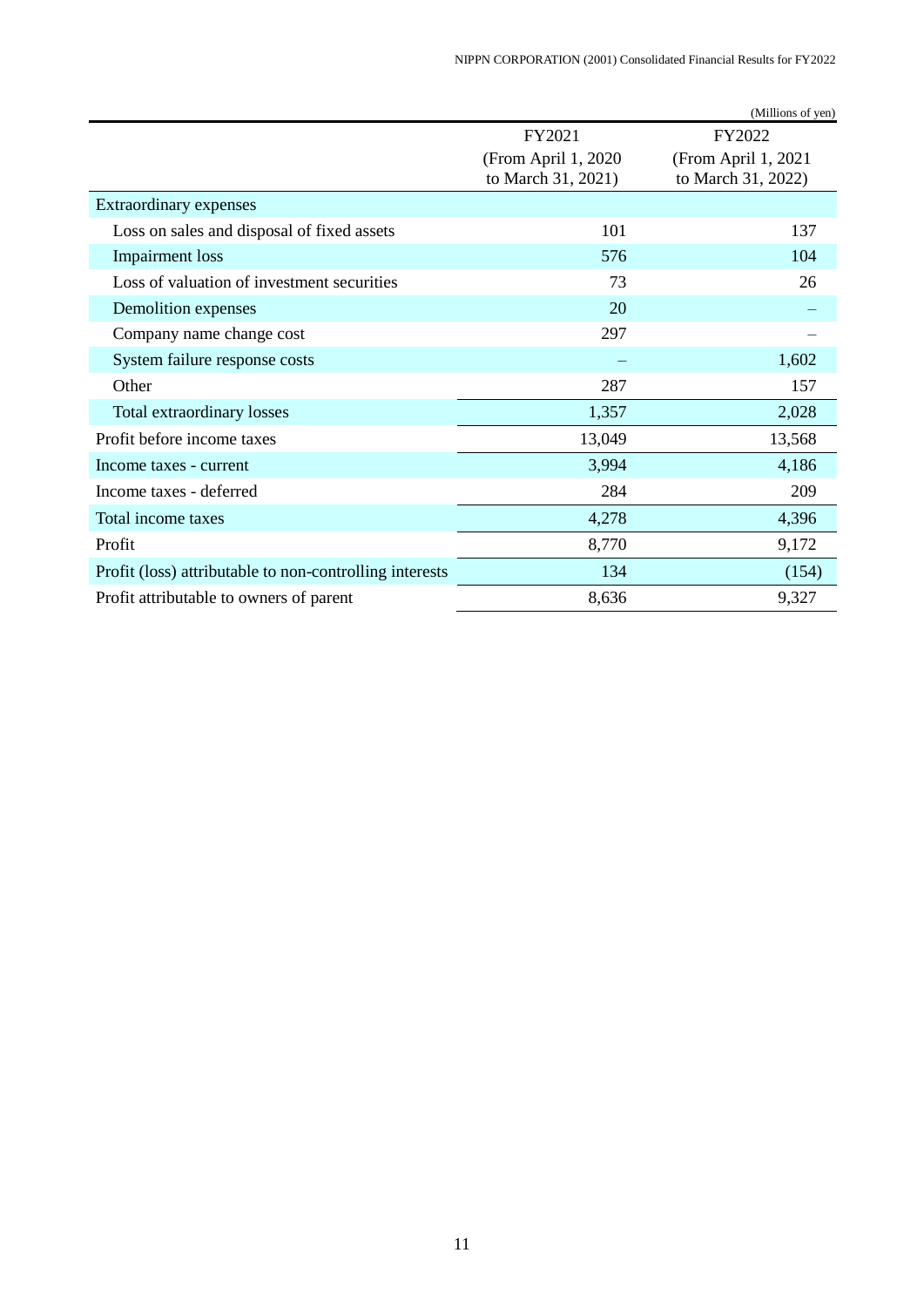(Millions of yen)

| | FY2021 (From April 1, 2020 to March 31, 2021) | FY2022 (From April 1, 2021 to March 31, 2022) |
|---|---|---|
| Extraordinary expenses | | |
| Loss on sales and disposal of fixed assets | 101 | 137 |
| Impairment loss | 576 | 104 |
| Loss of valuation of investment securities | 73 | 26 |
| Demolition expenses | 20 | – |
| Company name change cost | 297 | – |
| System failure response costs | – | 1,602 |
| Other | 287 | 157 |
| Total extraordinary losses | 1,357 | 2,028 |
| Profit before income taxes | 13,049 | 13,568 |
| Income taxes - current | 3,994 | 4,186 |
| Income taxes - deferred | 284 | 209 |
| Total income taxes | 4,278 | 4,396 |
| Profit | 8,770 | 9,172 |
| Profit (loss) attributable to non-controlling interests | 134 | (154) |
| Profit attributable to owners of parent | 8,636 | 9,327 |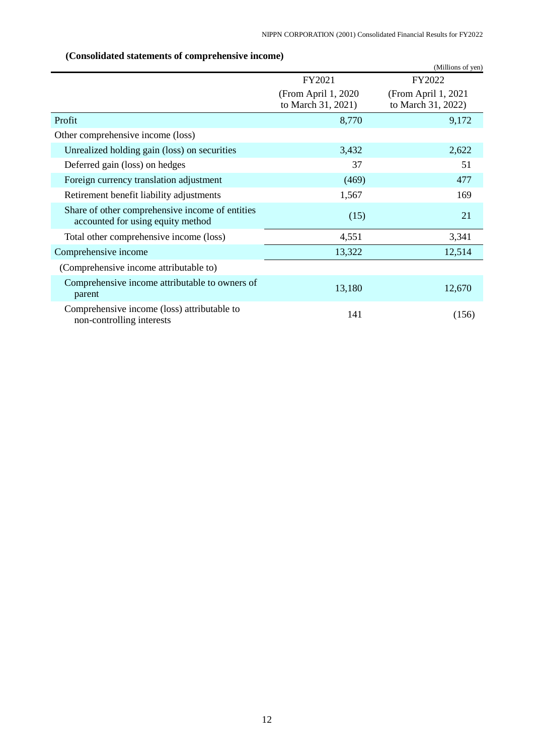**(Consolidated statements of comprehensive income)**

(Millions of yen)

| | FY2021 (From April 1, 2020 to March 31, 2021) | FY2022 (From April 1, 2021 to March 31, 2022) |
|---|---|---|
| Profit | 8,770 | 9,172 |
| Other comprehensive income (loss) | | |
| Unrealized holding gain (loss) on securities | 3,432 | 2,622 |
| Deferred gain (loss) on hedges | 37 | 51 |
| Foreign currency translation adjustment | (469) | 477 |
| Retirement benefit liability adjustments | 1,567 | 169 |
| Share of other comprehensive income of entities accounted for using equity method | (15) | 21 |
| Total other comprehensive income (loss) | 4,551 | 3,341 |
| Comprehensive income | 13,322 | 12,514 |
| (Comprehensive income attributable to) | | |
| Comprehensive income attributable to owners of parent | 13,180 | 12,670 |
| Comprehensive income (loss) attributable to non-controlling interests | 141 | (156) |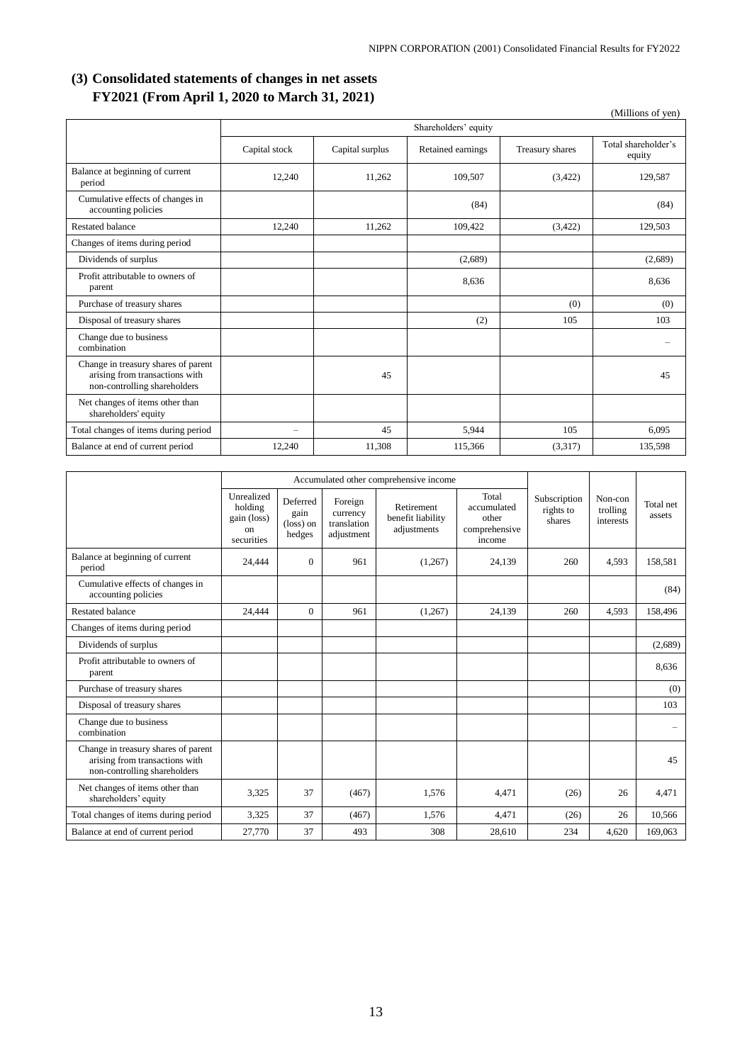## (3) Consolidated statements of changes in net assets
### FY2021 (From April 1, 2020 to March 31, 2021)

(Millions of yen)

| | Shareholders' equity | | | | |
|---|---|---|---|---|---|
| | Capital stock | Capital surplus | Retained earnings | Treasury shares | Total shareholder's equity |
| Balance at beginning of current period | 12,240 | 11,262 | 109,507 | (3,422) | 129,587 |
| Cumulative effects of changes in accounting policies | | | (84) | | (84) |
| Restated balance | 12,240 | 11,262 | 109,422 | (3,422) | 129,503 |
| Changes of items during period | | | | | |
| Dividends of surplus | | | (2,689) | | (2,689) |
| Profit attributable to owners of parent | | | 8,636 | | 8,636 |
| Purchase of treasury shares | | | | (0) | (0) |
| Disposal of treasury shares | | | (2) | 105 | 103 |
| Change due to business combination | | | | | – |
| Change in treasury shares of parent arising from transactions with non-controlling shareholders | | 45 | | | 45 |
| Net changes of items other than shareholders' equity | | | | | |
| Total changes of items during period | – | 45 | 5,944 | 105 | 6,095 |
| Balance at end of current period | 12,240 | 11,308 | 115,366 | (3,317) | 135,598 |

| | Accumulated other comprehensive income | | | | | | | |
|---|---|---|---|---|---|---|---|---|
| | Unrealized holding gain (loss) on securities | Deferred gain (loss) on hedges | Foreign currency translation adjustment | Retirement benefit liability adjustments | Total accumulated other comprehensive income | Subscription rights to shares | Non-con trolling interests | Total net assets |
| Balance at beginning of current period | 24,444 | 0 | 961 | (1,267) | 24,139 | 260 | 4,593 | 158,581 |
| Cumulative effects of changes in accounting policies | | | | | | | | (84) |
| Restated balance | 24,444 | 0 | 961 | (1,267) | 24,139 | 260 | 4,593 | 158,496 |
| Changes of items during period | | | | | | | | |
| Dividends of surplus | | | | | | | | (2,689) |
| Profit attributable to owners of parent | | | | | | | | 8,636 |
| Purchase of treasury shares | | | | | | | | (0) |
| Disposal of treasury shares | | | | | | | | 103 |
| Change due to business combination | | | | | | | | – |
| Change in treasury shares of parent arising from transactions with non-controlling shareholders | | | | | | | | 45 |
| Net changes of items other than shareholders' equity | 3,325 | 37 | (467) | 1,576 | 4,471 | (26) | 26 | 4,471 |
| Total changes of items during period | 3,325 | 37 | (467) | 1,576 | 4,471 | (26) | 26 | 10,566 |
| Balance at end of current period | 27,770 | 37 | 493 | 308 | 28,610 | 234 | 4,620 | 169,063 |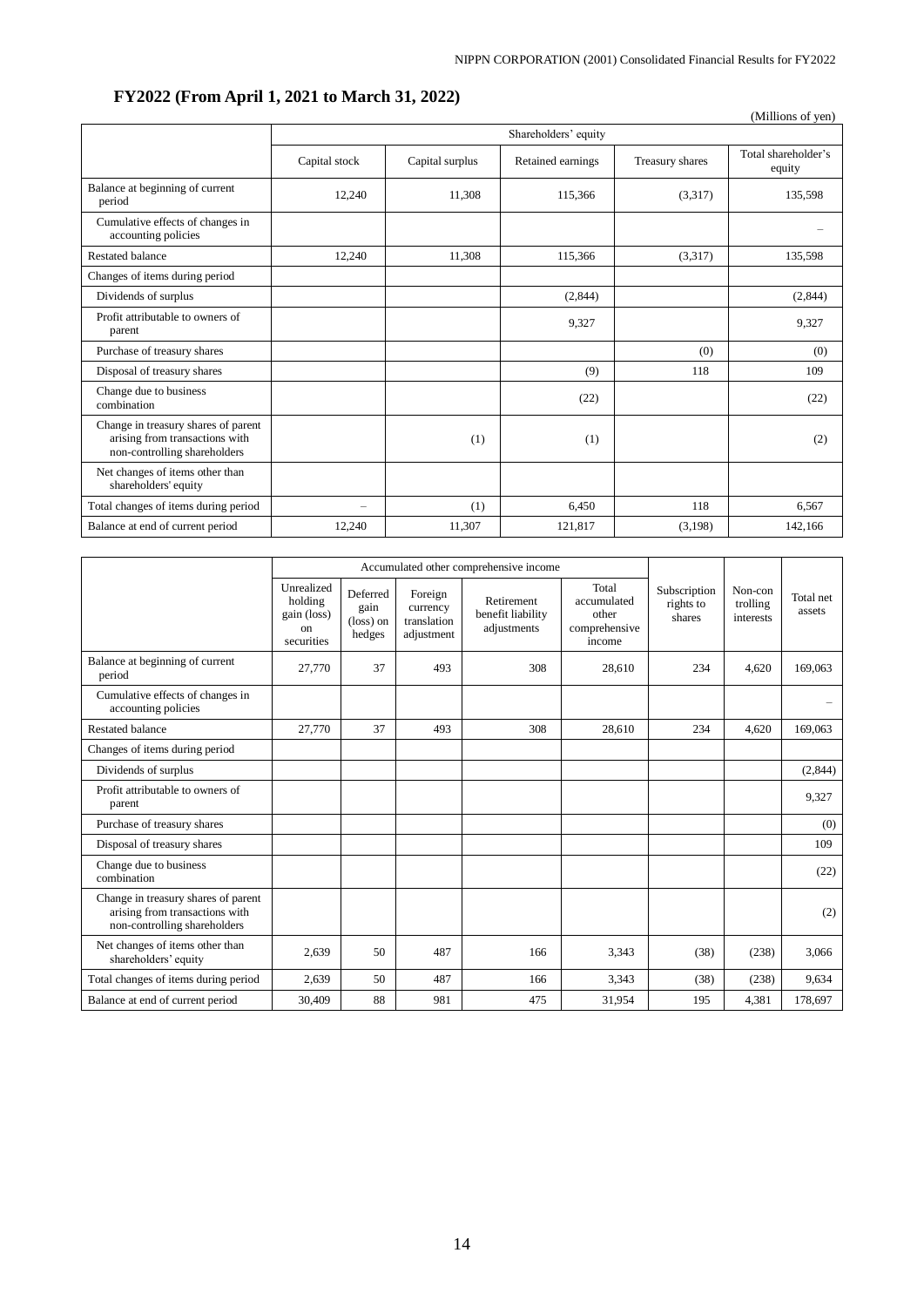## FY2022 (From April 1, 2021 to March 31, 2022)

(Millions of yen)

| | Shareholders' equity | | | | |
|---|---|---|---|---|---|
| | Capital stock | Capital surplus | Retained earnings | Treasury shares | Total shareholder's equity |
| Balance at beginning of current period | 12,240 | 11,308 | 115,366 | (3,317) | 135,598 |
| Cumulative effects of changes in accounting policies | | | | | – |
| Restated balance | 12,240 | 11,308 | 115,366 | (3,317) | 135,598 |
| Changes of items during period | | | | | |
| Dividends of surplus | | | (2,844) | | (2,844) |
| Profit attributable to owners of parent | | | 9,327 | | 9,327 |
| Purchase of treasury shares | | | | (0) | (0) |
| Disposal of treasury shares | | | (9) | 118 | 109 |
| Change due to business combination | | | (22) | | (22) |
| Change in treasury shares of parent arising from transactions with non-controlling shareholders | | (1) | (1) | | (2) |
| Net changes of items other than shareholders' equity | | | | | |
| Total changes of items during period | – | (1) | 6,450 | 118 | 6,567 |
| Balance at end of current period | 12,240 | 11,307 | 121,817 | (3,198) | 142,166 |

| | Accumulated other comprehensive income | | | | | Subscription rights to shares | Non-controlling interests | Total net assets |
|---|---|---|---|---|---|---|---|---|
| | Unrealized holding gain (loss) on securities | Deferred gain (loss) on hedges | Foreign currency translation adjustment | Retirement benefit liability adjustments | Total accumulated other comprehensive income | | | |
| Balance at beginning of current period | 27,770 | 37 | 493 | 308 | 28,610 | 234 | 4,620 | 169,063 |
| Cumulative effects of changes in accounting policies | | | | | | | | – |
| Restated balance | 27,770 | 37 | 493 | 308 | 28,610 | 234 | 4,620 | 169,063 |
| Changes of items during period | | | | | | | | |
| Dividends of surplus | | | | | | | | (2,844) |
| Profit attributable to owners of parent | | | | | | | | 9,327 |
| Purchase of treasury shares | | | | | | | | (0) |
| Disposal of treasury shares | | | | | | | | 109 |
| Change due to business combination | | | | | | | | (22) |
| Change in treasury shares of parent arising from transactions with non-controlling shareholders | | | | | | | | (2) |
| Net changes of items other than shareholders' equity | 2,639 | 50 | 487 | 166 | 3,343 | (38) | (238) | 3,066 |
| Total changes of items during period | 2,639 | 50 | 487 | 166 | 3,343 | (38) | (238) | 9,634 |
| Balance at end of current period | 30,409 | 88 | 981 | 475 | 31,954 | 195 | 4,381 | 178,697 |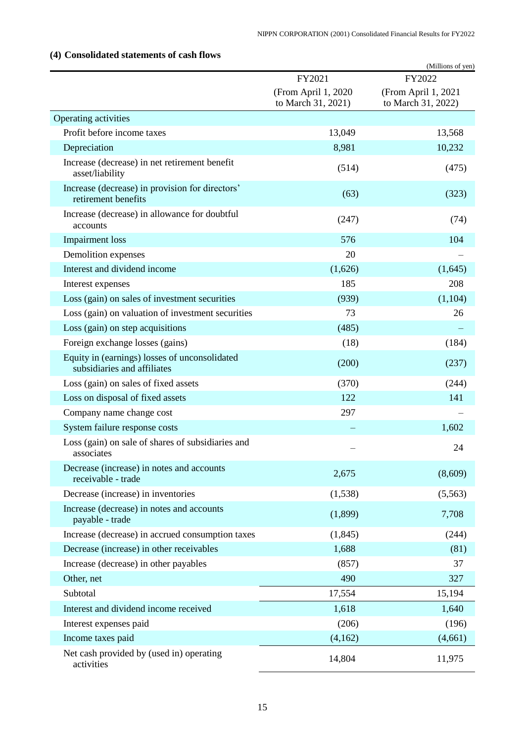### (4) Consolidated statements of cash flows

(Millions of yen)

| | FY2021 (From April 1, 2020 to March 31, 2021) | FY2022 (From April 1, 2021 to March 31, 2022) |
|---|---|---|
| Operating activities | | |
| Profit before income taxes | 13,049 | 13,568 |
| Depreciation | 8,981 | 10,232 |
| Increase (decrease) in net retirement benefit asset/liability | (514) | (475) |
| Increase (decrease) in provision for directors' retirement benefits | (63) | (323) |
| Increase (decrease) in allowance for doubtful accounts | (247) | (74) |
| Impairment loss | 576 | 104 |
| Demolition expenses | 20 | – |
| Interest and dividend income | (1,626) | (1,645) |
| Interest expenses | 185 | 208 |
| Loss (gain) on sales of investment securities | (939) | (1,104) |
| Loss (gain) on valuation of investment securities | 73 | 26 |
| Loss (gain) on step acquisitions | (485) | – |
| Foreign exchange losses (gains) | (18) | (184) |
| Equity in (earnings) losses of unconsolidated subsidiaries and affiliates | (200) | (237) |
| Loss (gain) on sales of fixed assets | (370) | (244) |
| Loss on disposal of fixed assets | 122 | 141 |
| Company name change cost | 297 | – |
| System failure response costs | – | 1,602 |
| Loss (gain) on sale of shares of subsidiaries and associates | – | 24 |
| Decrease (increase) in notes and accounts receivable - trade | 2,675 | (8,609) |
| Decrease (increase) in inventories | (1,538) | (5,563) |
| Increase (decrease) in notes and accounts payable - trade | (1,899) | 7,708 |
| Increase (decrease) in accrued consumption taxes | (1,845) | (244) |
| Decrease (increase) in other receivables | 1,688 | (81) |
| Increase (decrease) in other payables | (857) | 37 |
| Other, net | 490 | 327 |
| Subtotal | 17,554 | 15,194 |
| Interest and dividend income received | 1,618 | 1,640 |
| Interest expenses paid | (206) | (196) |
| Income taxes paid | (4,162) | (4,661) |
| Net cash provided by (used in) operating activities | 14,804 | 11,975 |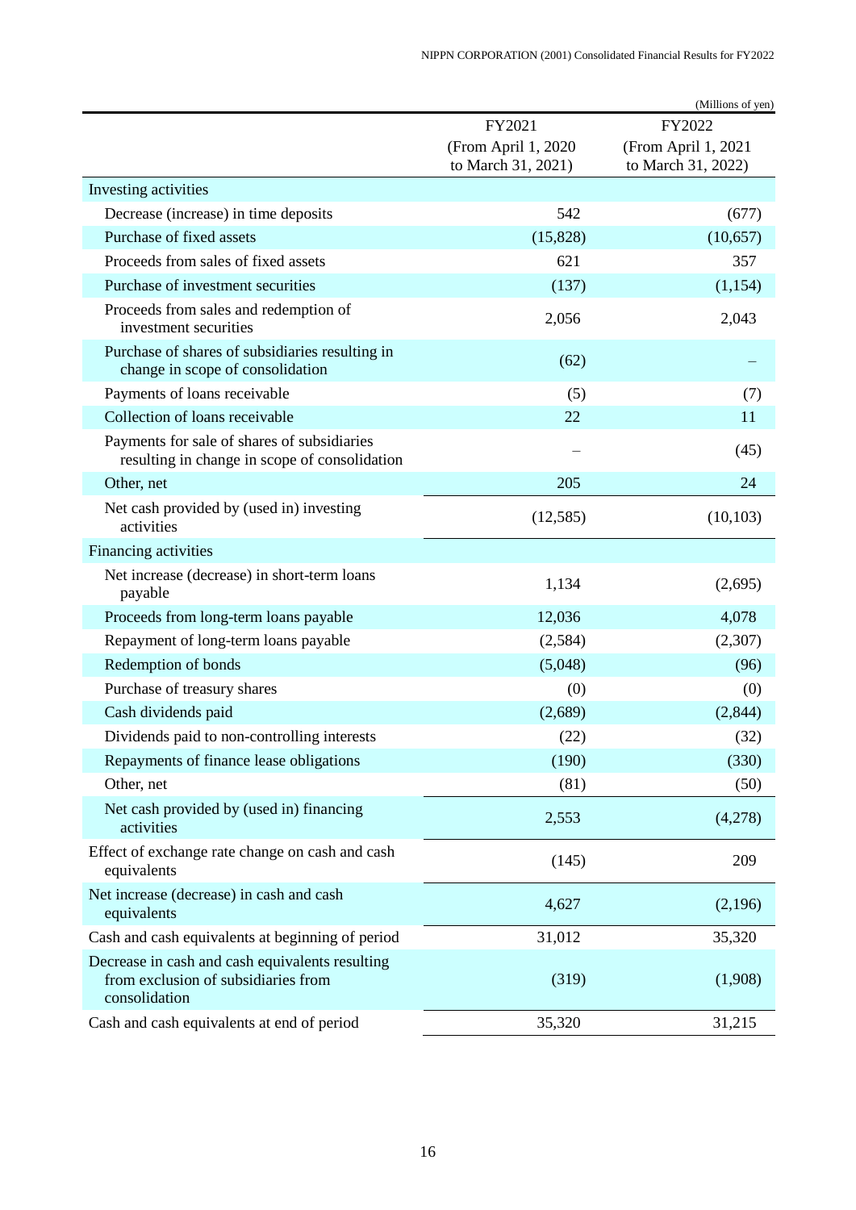(Millions of yen)

| | FY2021 (From April 1, 2020 to March 31, 2021) | FY2022 (From April 1, 2021 to March 31, 2022) |
|---|---|---|
| Investing activities | | |
| Decrease (increase) in time deposits | 542 | (677) |
| Purchase of fixed assets | (15,828) | (10,657) |
| Proceeds from sales of fixed assets | 621 | 357 |
| Purchase of investment securities | (137) | (1,154) |
| Proceeds from sales and redemption of investment securities | 2,056 | 2,043 |
| Purchase of shares of subsidiaries resulting in change in scope of consolidation | (62) | – |
| Payments of loans receivable | (5) | (7) |
| Collection of loans receivable | 22 | 11 |
| Payments for sale of shares of subsidiaries resulting in change in scope of consolidation | – | (45) |
| Other, net | 205 | 24 |
| Net cash provided by (used in) investing activities | (12,585) | (10,103) |
| Financing activities | | |
| Net increase (decrease) in short-term loans payable | 1,134 | (2,695) |
| Proceeds from long-term loans payable | 12,036 | 4,078 |
| Repayment of long-term loans payable | (2,584) | (2,307) |
| Redemption of bonds | (5,048) | (96) |
| Purchase of treasury shares | (0) | (0) |
| Cash dividends paid | (2,689) | (2,844) |
| Dividends paid to non-controlling interests | (22) | (32) |
| Repayments of finance lease obligations | (190) | (330) |
| Other, net | (81) | (50) |
| Net cash provided by (used in) financing activities | 2,553 | (4,278) |
| Effect of exchange rate change on cash and cash equivalents | (145) | 209 |
| Net increase (decrease) in cash and cash equivalents | 4,627 | (2,196) |
| Cash and cash equivalents at beginning of period | 31,012 | 35,320 |
| Decrease in cash and cash equivalents resulting from exclusion of subsidiaries from consolidation | (319) | (1,908) |
| Cash and cash equivalents at end of period | 35,320 | 31,215 |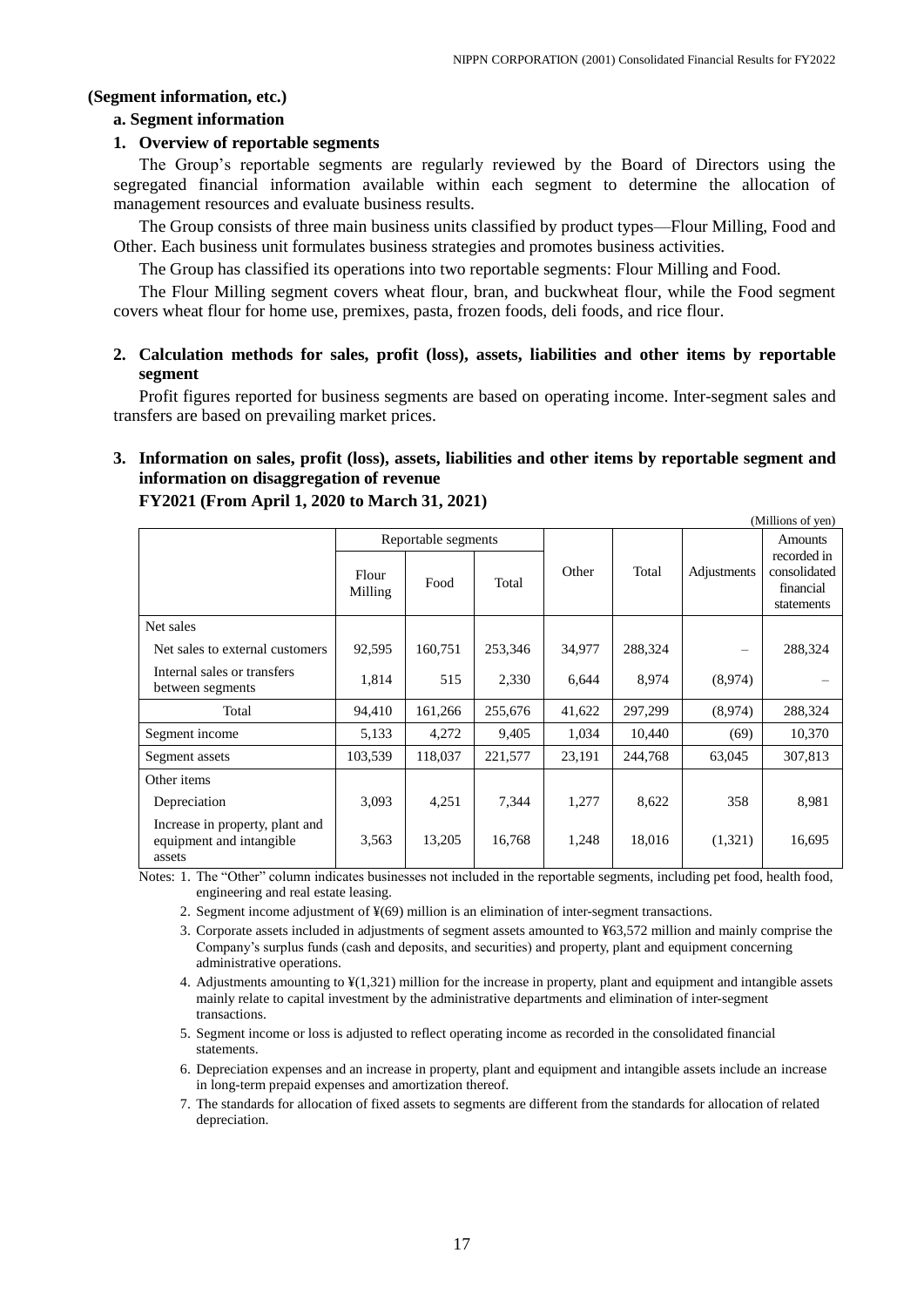**(Segment information, etc.)**

**a. Segment information**

**1. Overview of reportable segments**

The Group's reportable segments are regularly reviewed by the Board of Directors using the segregated financial information available within each segment to determine the allocation of management resources and evaluate business results.

The Group consists of three main business units classified by product types—Flour Milling, Food and Other. Each business unit formulates business strategies and promotes business activities.

The Group has classified its operations into two reportable segments: Flour Milling and Food.

The Flour Milling segment covers wheat flour, bran, and buckwheat flour, while the Food segment covers wheat flour for home use, premixes, pasta, frozen foods, deli foods, and rice flour.

**2. Calculation methods for sales, profit (loss), assets, liabilities and other items by reportable segment**

Profit figures reported for business segments are based on operating income. Inter-segment sales and transfers are based on prevailing market prices.

**3. Information on sales, profit (loss), assets, liabilities and other items by reportable segment and information on disaggregation of revenue**

**FY2021 (From April 1, 2020 to March 31, 2021)**

(Millions of yen)

| | Reportable segments | | | Other | Total | Adjustments | Amounts recorded in consolidated financial statements |
|---|---|---|---|---|---|---|---|
| | Flour Milling | Food | Total | | | | |
| Net sales | | | | | | | |
| Net sales to external customers | 92,595 | 160,751 | 253,346 | 34,977 | 288,324 | – | 288,324 |
| Internal sales or transfers between segments | 1,814 | 515 | 2,330 | 6,644 | 8,974 | (8,974) | – |
| Total | 94,410 | 161,266 | 255,676 | 41,622 | 297,299 | (8,974) | 288,324 |
| Segment income | 5,133 | 4,272 | 9,405 | 1,034 | 10,440 | (69) | 10,370 |
| Segment assets | 103,539 | 118,037 | 221,577 | 23,191 | 244,768 | 63,045 | 307,813 |
| Other items | | | | | | | |
| Depreciation | 3,093 | 4,251 | 7,344 | 1,277 | 8,622 | 358 | 8,981 |
| Increase in property, plant and equipment and intangible assets | 3,563 | 13,205 | 16,768 | 1,248 | 18,016 | (1,321) | 16,695 |

Notes: 1. The "Other" column indicates businesses not included in the reportable segments, including pet food, health food, engineering and real estate leasing.

2. Segment income adjustment of ¥(69) million is an elimination of inter-segment transactions.

3. Corporate assets included in adjustments of segment assets amounted to ¥63,572 million and mainly comprise the Company's surplus funds (cash and deposits, and securities) and property, plant and equipment concerning administrative operations.

4. Adjustments amounting to ¥(1,321) million for the increase in property, plant and equipment and intangible assets mainly relate to capital investment by the administrative departments and elimination of inter-segment transactions.

5. Segment income or loss is adjusted to reflect operating income as recorded in the consolidated financial statements.

6. Depreciation expenses and an increase in property, plant and equipment and intangible assets include an increase in long-term prepaid expenses and amortization thereof.

7. The standards for allocation of fixed assets to segments are different from the standards for allocation of related depreciation.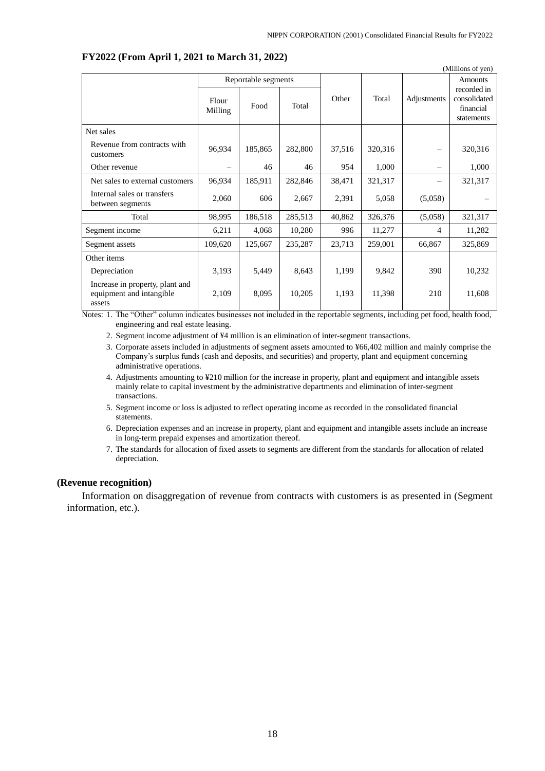**FY2022 (From April 1, 2021 to March 31, 2022)**

(Millions of yen)

| | Reportable segments | | | Other | Total | Adjustments | Amounts recorded in consolidated financial statements |
|---|---|---|---|---|---|---|---|
| | Flour Milling | Food | Total | | | | |
| Net sales | | | | | | | |
| Revenue from contracts with customers | 96,934 | 185,865 | 282,800 | 37,516 | 320,316 | – | 320,316 |
| Other revenue | – | 46 | 46 | 954 | 1,000 | – | 1,000 |
| Net sales to external customers | 96,934 | 185,911 | 282,846 | 38,471 | 321,317 | – | 321,317 |
| Internal sales or transfers between segments | 2,060 | 606 | 2,667 | 2,391 | 5,058 | (5,058) | – |
| Total | 98,995 | 186,518 | 285,513 | 40,862 | 326,376 | (5,058) | 321,317 |
| Segment income | 6,211 | 4,068 | 10,280 | 996 | 11,277 | 4 | 11,282 |
| Segment assets | 109,620 | 125,667 | 235,287 | 23,713 | 259,001 | 66,867 | 325,869 |
| Other items | | | | | | | |
| Depreciation | 3,193 | 5,449 | 8,643 | 1,199 | 9,842 | 390 | 10,232 |
| Increase in property, plant and equipment and intangible assets | 2,109 | 8,095 | 10,205 | 1,193 | 11,398 | 210 | 11,608 |

Notes: 1. The "Other" column indicates businesses not included in the reportable segments, including pet food, health food, engineering and real estate leasing.

2. Segment income adjustment of ¥4 million is an elimination of inter-segment transactions.

3. Corporate assets included in adjustments of segment assets amounted to ¥66,402 million and mainly comprise the Company's surplus funds (cash and deposits, and securities) and property, plant and equipment concerning administrative operations.

4. Adjustments amounting to ¥210 million for the increase in property, plant and equipment and intangible assets mainly relate to capital investment by the administrative departments and elimination of inter-segment transactions.

5. Segment income or loss is adjusted to reflect operating income as recorded in the consolidated financial statements.

6. Depreciation expenses and an increase in property, plant and equipment and intangible assets include an increase in long-term prepaid expenses and amortization thereof.

7. The standards for allocation of fixed assets to segments are different from the standards for allocation of related depreciation.

**(Revenue recognition)**

Information on disaggregation of revenue from contracts with customers is as presented in (Segment information, etc.).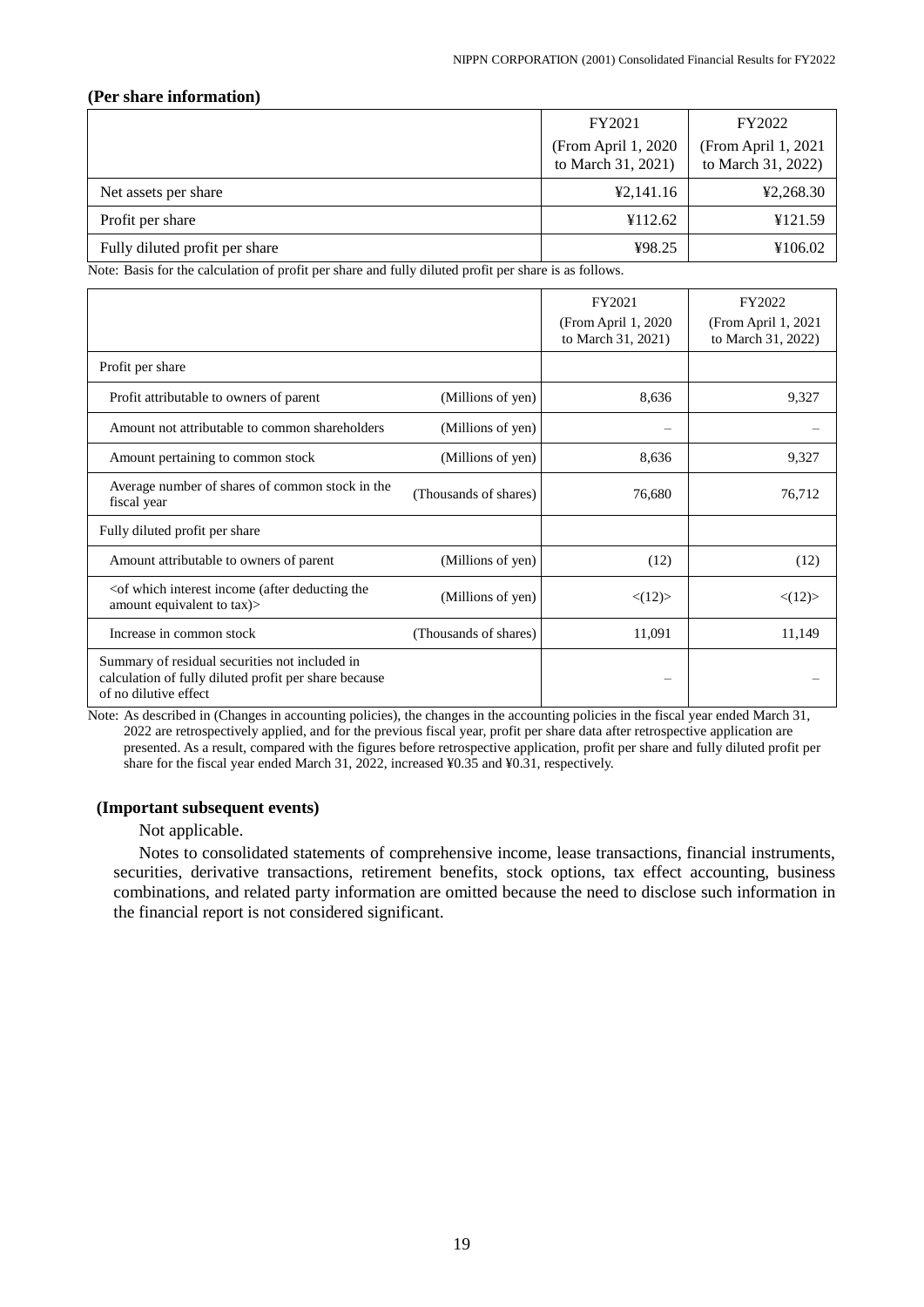**(Per share information)**

| | FY2021 (From April 1, 2020 to March 31, 2021) | FY2022 (From April 1, 2021 to March 31, 2022) |
|---|---|---|
| Net assets per share | ¥2,141.16 | ¥2,268.30 |
| Profit per share | ¥112.62 | ¥121.59 |
| Fully diluted profit per share | ¥98.25 | ¥106.02 |

Note: Basis for the calculation of profit per share and fully diluted profit per share is as follows.

| | | FY2021 (From April 1, 2020 to March 31, 2021) | FY2022 (From April 1, 2021 to March 31, 2022) |
|---|---|---|---|
| Profit per share | | | |
| Profit attributable to owners of parent | (Millions of yen) | 8,636 | 9,327 |
| Amount not attributable to common shareholders | (Millions of yen) | – | – |
| Amount pertaining to common stock | (Millions of yen) | 8,636 | 9,327 |
| Average number of shares of common stock in the fiscal year | (Thousands of shares) | 76,680 | 76,712 |
| Fully diluted profit per share | | | |
| Amount attributable to owners of parent | (Millions of yen) | (12) | (12) |
| <of which interest income (after deducting the amount equivalent to tax)> | (Millions of yen) | <(12)> | <(12)> |
| Increase in common stock | (Thousands of shares) | 11,091 | 11,149 |
| Summary of residual securities not included in calculation of fully diluted profit per share because of no dilutive effect | | – | – |

Note: As described in (Changes in accounting policies), the changes in the accounting policies in the fiscal year ended March 31, 2022 are retrospectively applied, and for the previous fiscal year, profit per share data after retrospective application are presented. As a result, compared with the figures before retrospective application, profit per share and fully diluted profit per share for the fiscal year ended March 31, 2022, increased ¥0.35 and ¥0.31, respectively.

**(Important subsequent events)**

Not applicable.

Notes to consolidated statements of comprehensive income, lease transactions, financial instruments, securities, derivative transactions, retirement benefits, stock options, tax effect accounting, business combinations, and related party information are omitted because the need to disclose such information in the financial report is not considered significant.